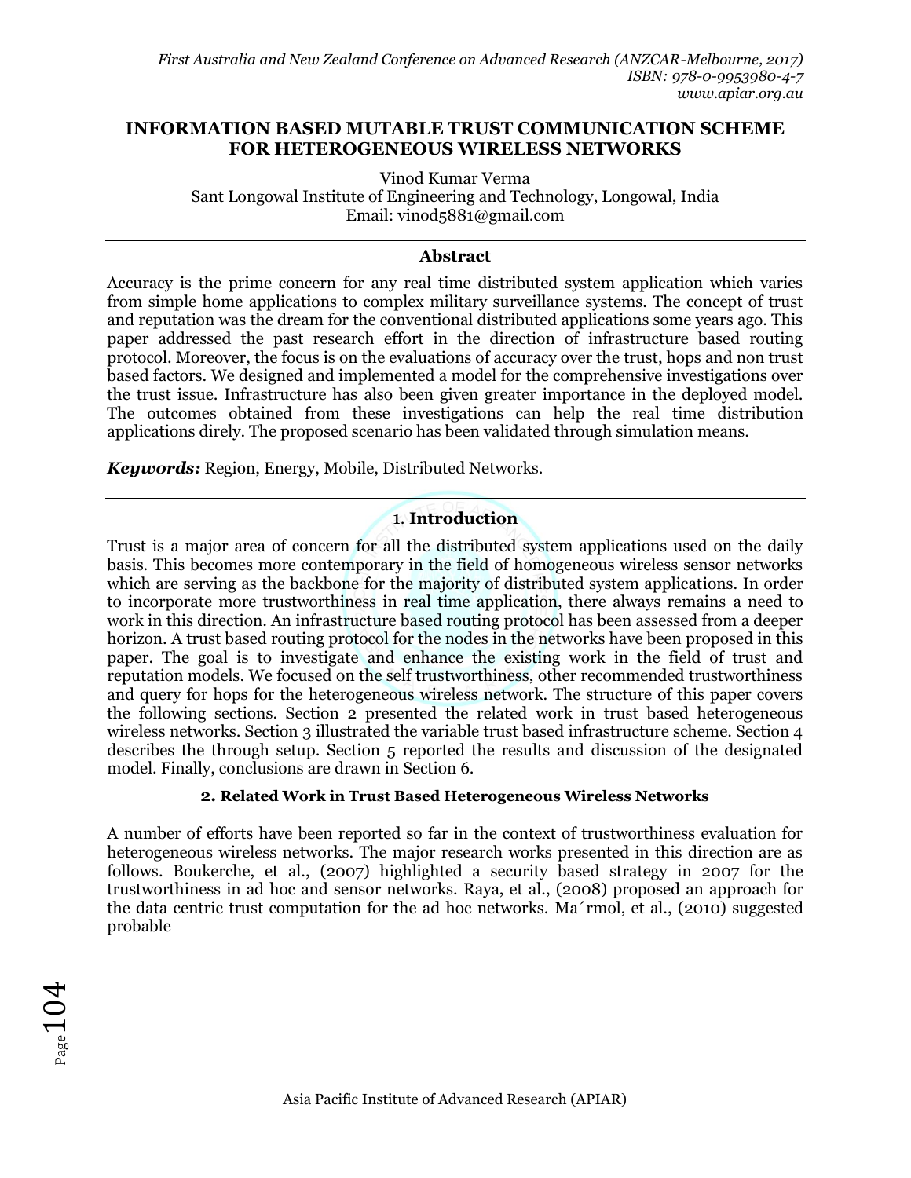# INFORMATION BASED MUTABLE TRUST COMMUNICATION SCHEME FOR HETEROGENEOUS WIRELESS NETWORKS

Vinod Kumar Verma
Sant Longowal Institute of Engineering and Technology, Longowal, India
Email: vinod5881@gmail.com

---

### Abstract

Accuracy is the prime concern for any real time distributed system application which varies from simple home applications to complex military surveillance systems. The concept of trust and reputation was the dream for the conventional distributed applications some years ago. This paper addressed the past research effort in the direction of infrastructure based routing protocol. Moreover, the focus is on the evaluations of accuracy over the trust, hops and non trust based factors. We designed and implemented a model for the comprehensive investigations over the trust issue. Infrastructure has also been given greater importance in the deployed model. The outcomes obtained from these investigations can help the real time distribution applications direly. The proposed scenario has been validated through simulation means.

***Keywords:*** Region, Energy, Mobile, Distributed Networks.

---

## 1. Introduction

Trust is a major area of concern for all the distributed system applications used on the daily basis. This becomes more contemporary in the field of homogeneous wireless sensor networks which are serving as the backbone for the majority of distributed system applications. In order to incorporate more trustworthiness in real time application, there always remains a need to work in this direction. An infrastructure based routing protocol has been assessed from a deeper horizon. A trust based routing protocol for the nodes in the networks have been proposed in this paper. The goal is to investigate and enhance the existing work in the field of trust and reputation models. We focused on the self trustworthiness, other recommended trustworthiness and query for hops for the heterogeneous wireless network. The structure of this paper covers the following sections. Section 2 presented the related work in trust based heterogeneous wireless networks. Section 3 illustrated the variable trust based infrastructure scheme. Section 4 describes the through setup. Section 5 reported the results and discussion of the designated model. Finally, conclusions are drawn in Section 6.

## 2. Related Work in Trust Based Heterogeneous Wireless Networks

A number of efforts have been reported so far in the context of trustworthiness evaluation for heterogeneous wireless networks. The major research works presented in this direction are as follows. Boukerche, et al., (2007) highlighted a security based strategy in 2007 for the trustworthiness in ad hoc and sensor networks. Raya, et al., (2008) proposed an approach for the data centric trust computation for the ad hoc networks. Ma´rmol, et al., (2010) suggested probable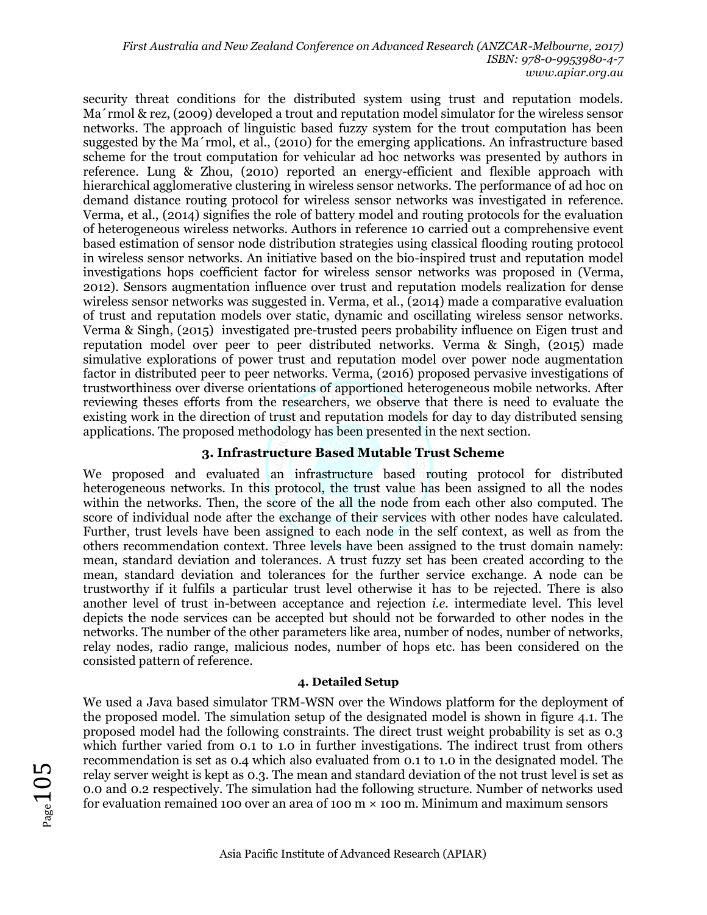security threat conditions for the distributed system using trust and reputation models. Ma´rmol & rez, (2009) developed a trout and reputation model simulator for the wireless sensor networks. The approach of linguistic based fuzzy system for the trout computation has been suggested by the Ma´rmol, et al., (2010) for the emerging applications. An infrastructure based scheme for the trout computation for vehicular ad hoc networks was presented by authors in reference. Lung & Zhou, (2010) reported an energy-efficient and flexible approach with hierarchical agglomerative clustering in wireless sensor networks. The performance of ad hoc on demand distance routing protocol for wireless sensor networks was investigated in reference. Verma, et al., (2014) signifies the role of battery model and routing protocols for the evaluation of heterogeneous wireless networks. Authors in reference 10 carried out a comprehensive event based estimation of sensor node distribution strategies using classical flooding routing protocol in wireless sensor networks. An initiative based on the bio-inspired trust and reputation model investigations hops coefficient factor for wireless sensor networks was proposed in (Verma, 2012). Sensors augmentation influence over trust and reputation models realization for dense wireless sensor networks was suggested in. Verma, et al., (2014) made a comparative evaluation of trust and reputation models over static, dynamic and oscillating wireless sensor networks. Verma & Singh, (2015) investigated pre-trusted peers probability influence on Eigen trust and reputation model over peer to peer distributed networks. Verma & Singh, (2015) made simulative explorations of power trust and reputation model over power node augmentation factor in distributed peer to peer networks. Verma, (2016) proposed pervasive investigations of trustworthiness over diverse orientations of apportioned heterogeneous mobile networks. After reviewing theses efforts from the researchers, we observe that there is need to evaluate the existing work in the direction of trust and reputation models for day to day distributed sensing applications. The proposed methodology has been presented in the next section.

## 3. Infrastructure Based Mutable Trust Scheme

We proposed and evaluated an infrastructure based routing protocol for distributed heterogeneous networks. In this protocol, the trust value has been assigned to all the nodes within the networks. Then, the score of the all the node from each other also computed. The score of individual node after the exchange of their services with other nodes have calculated. Further, trust levels have been assigned to each node in the self context, as well as from the others recommendation context. Three levels have been assigned to the trust domain namely: mean, standard deviation and tolerances. A trust fuzzy set has been created according to the mean, standard deviation and tolerances for the further service exchange. A node can be trustworthy if it fulfils a particular trust level otherwise it has to be rejected. There is also another level of trust in-between acceptance and rejection *i.e.* intermediate level. This level depicts the node services can be accepted but should not be forwarded to other nodes in the networks. The number of the other parameters like area, number of nodes, number of networks, relay nodes, radio range, malicious nodes, number of hops etc. has been considered on the consisted pattern of reference.

### 4. Detailed Setup

We used a Java based simulator TRM-WSN over the Windows platform for the deployment of the proposed model. The simulation setup of the designated model is shown in figure 4.1. The proposed model had the following constraints. The direct trust weight probability is set as 0.3 which further varied from 0.1 to 1.0 in further investigations. The indirect trust from others recommendation is set as 0.4 which also evaluated from 0.1 to 1.0 in the designated model. The relay server weight is kept as 0.3. The mean and standard deviation of the not trust level is set as 0.0 and 0.2 respectively. The simulation had the following structure. Number of networks used for evaluation remained 100 over an area of 100 m × 100 m. Minimum and maximum sensors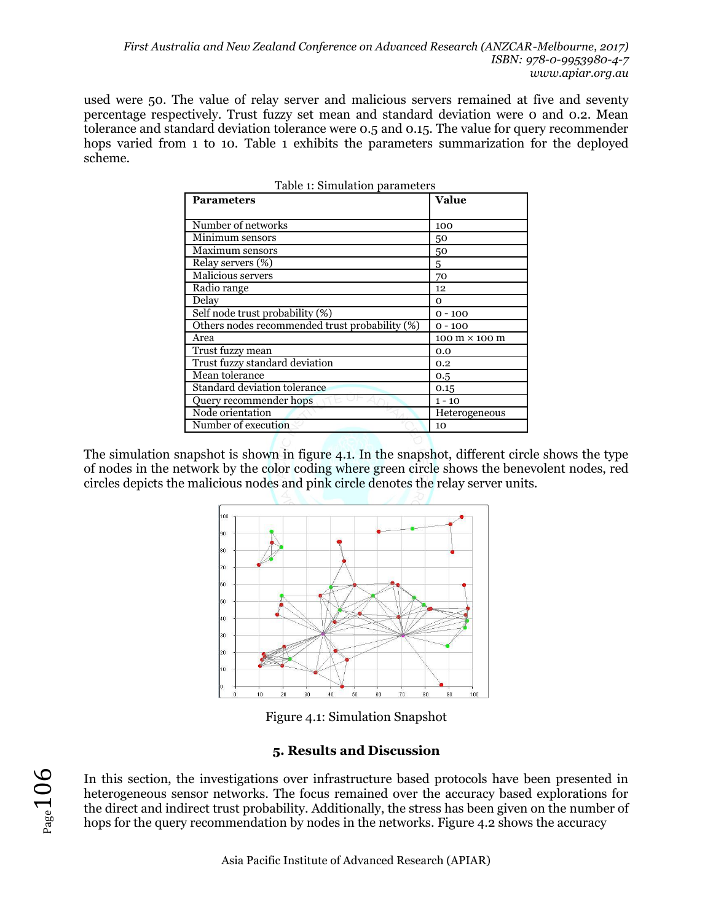used were 50. The value of relay server and malicious servers remained at five and seventy percentage respectively. Trust fuzzy set mean and standard deviation were 0 and 0.2. Mean tolerance and standard deviation tolerance were 0.5 and 0.15. The value for query recommender hops varied from 1 to 10. Table 1 exhibits the parameters summarization for the deployed scheme.

Table 1: Simulation parameters

| Parameters | Value |
|---|---|
| Number of networks | 100 |
| Minimum sensors | 50 |
| Maximum sensors | 50 |
| Relay servers (%) | 5 |
| Malicious servers | 70 |
| Radio range | 12 |
| Delay | 0 |
| Self node trust probability (%) | 0 - 100 |
| Others nodes recommended trust probability (%) | 0 - 100 |
| Area | 100 m × 100 m |
| Trust fuzzy mean | 0.0 |
| Trust fuzzy standard deviation | 0.2 |
| Mean tolerance | 0.5 |
| Standard deviation tolerance | 0.15 |
| Query recommender hops | 1 - 10 |
| Node orientation | Heterogeneous |
| Number of execution | 10 |

The simulation snapshot is shown in figure 4.1. In the snapshot, different circle shows the type of nodes in the network by the color coding where green circle shows the benevolent nodes, red circles depicts the malicious nodes and pink circle denotes the relay server units.

Figure 4.1: Simulation Snapshot

## 5. Results and Discussion

In this section, the investigations over infrastructure based protocols have been presented in heterogeneous sensor networks. The focus remained over the accuracy based explorations for the direct and indirect trust probability. Additionally, the stress has been given on the number of hops for the query recommendation by nodes in the networks. Figure 4.2 shows the accuracy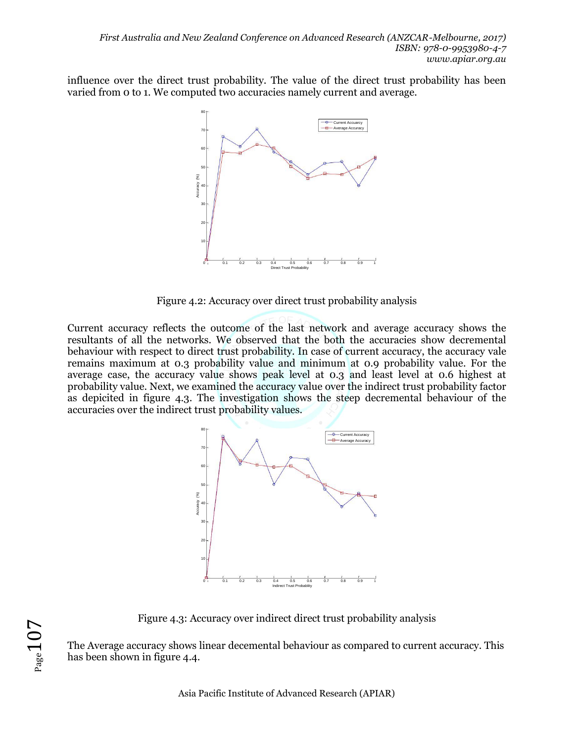influence over the direct trust probability. The value of the direct trust probability has been varied from 0 to 1. We computed two accuracies namely current and average.

Figure 4.2: Accuracy over direct trust probability analysis

Current accuracy reflects the outcome of the last network and average accuracy shows the resultants of all the networks. We observed that the both the accuracies show decremental behaviour with respect to direct trust probability. In case of current accuracy, the accuracy vale remains maximum at 0.3 probability value and minimum at 0.9 probability value. For the average case, the accuracy value shows peak level at 0.3 and least level at 0.6 highest at probability value. Next, we examined the accuracy value over the indirect trust probability factor as depicited in figure 4.3. The investigation shows the steep decremental behaviour of the accuracies over the indirect trust probability values.

Figure 4.3: Accuracy over indirect direct trust probability analysis

The Average accuracy shows linear decemental behaviour as compared to current accuracy. This has been shown in figure 4.4.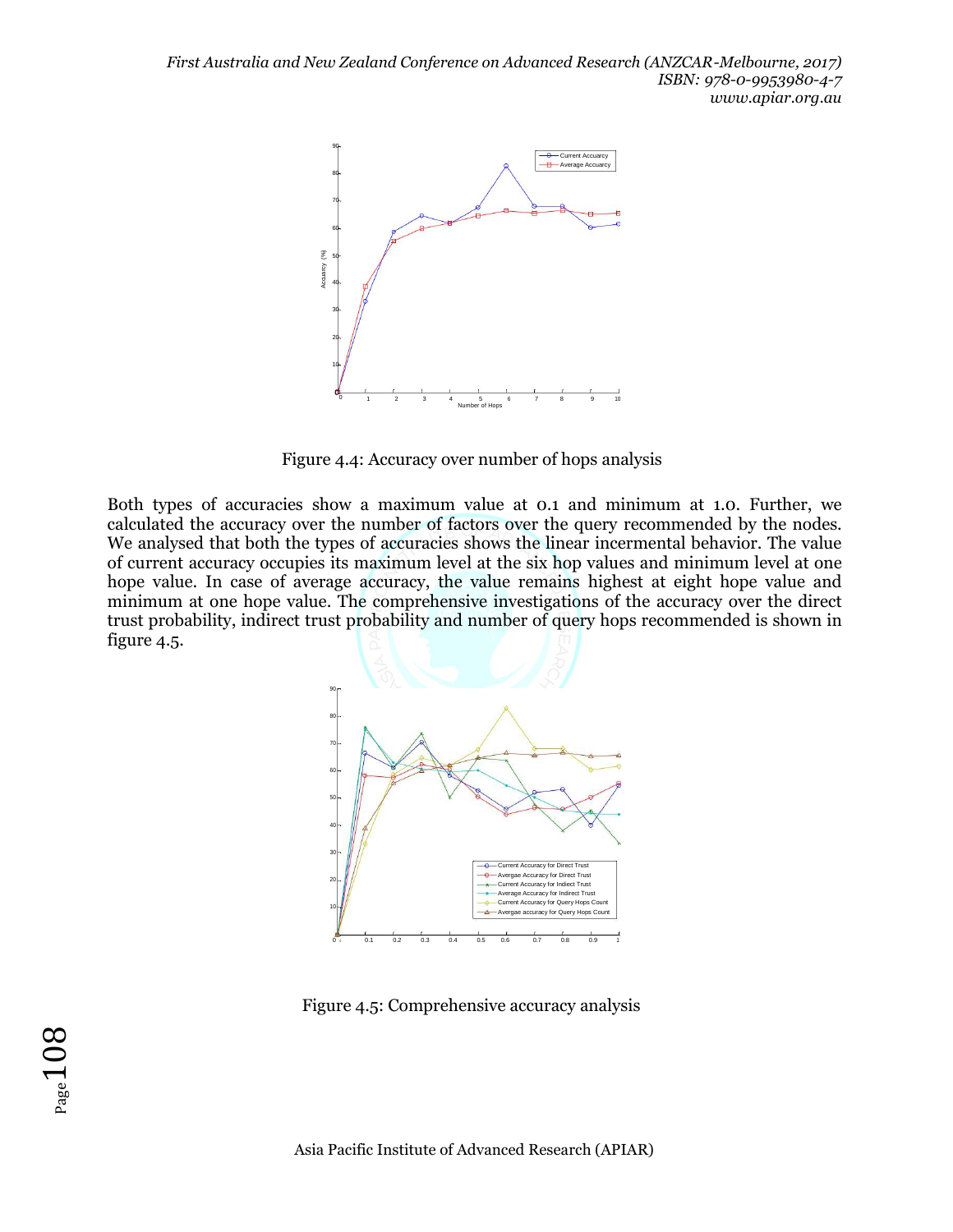Figure 4.4: Accuracy over number of hops analysis

Both types of accuracies show a maximum value at 0.1 and minimum at 1.0. Further, we calculated the accuracy over the number of factors over the query recommended by the nodes. We analysed that both the types of accuracies shows the linear incermental behavior. The value of current accuracy occupies its maximum level at the six hop values and minimum level at one hope value. In case of average accuracy, the value remains highest at eight hope value and minimum at one hope value. The comprehensive investigations of the accuracy over the direct trust probability, indirect trust probability and number of query hops recommended is shown in figure 4.5.

Figure 4.5: Comprehensive accuracy analysis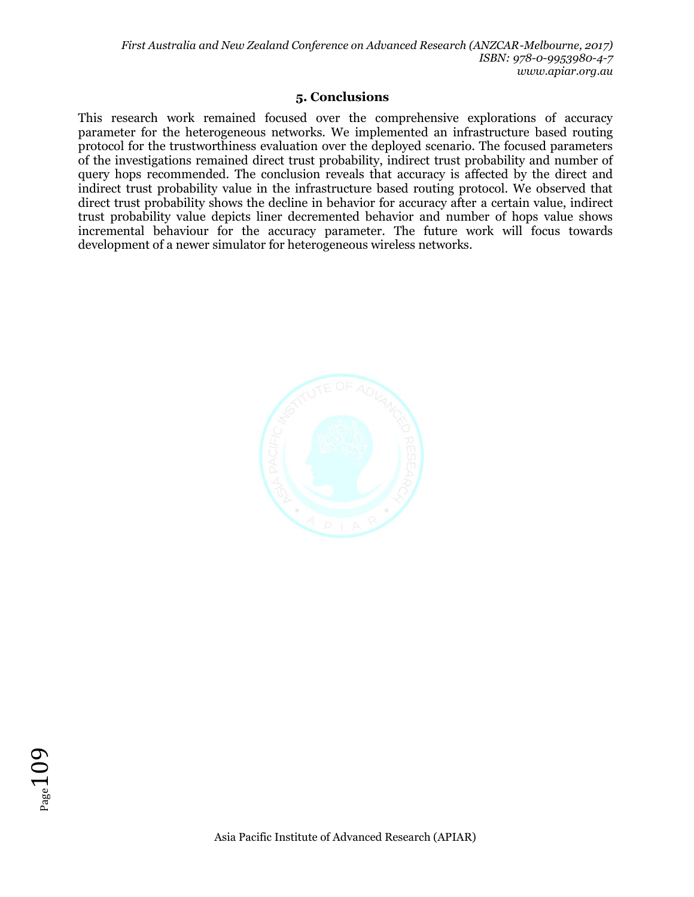## 5. Conclusions

This research work remained focused over the comprehensive explorations of accuracy parameter for the heterogeneous networks. We implemented an infrastructure based routing protocol for the trustworthiness evaluation over the deployed scenario. The focused parameters of the investigations remained direct trust probability, indirect trust probability and number of query hops recommended. The conclusion reveals that accuracy is affected by the direct and indirect trust probability value in the infrastructure based routing protocol. We observed that direct trust probability shows the decline in behavior for accuracy after a certain value, indirect trust probability value depicts liner decremented behavior and number of hops value shows incremental behaviour for the accuracy parameter. The future work will focus towards development of a newer simulator for heterogeneous wireless networks.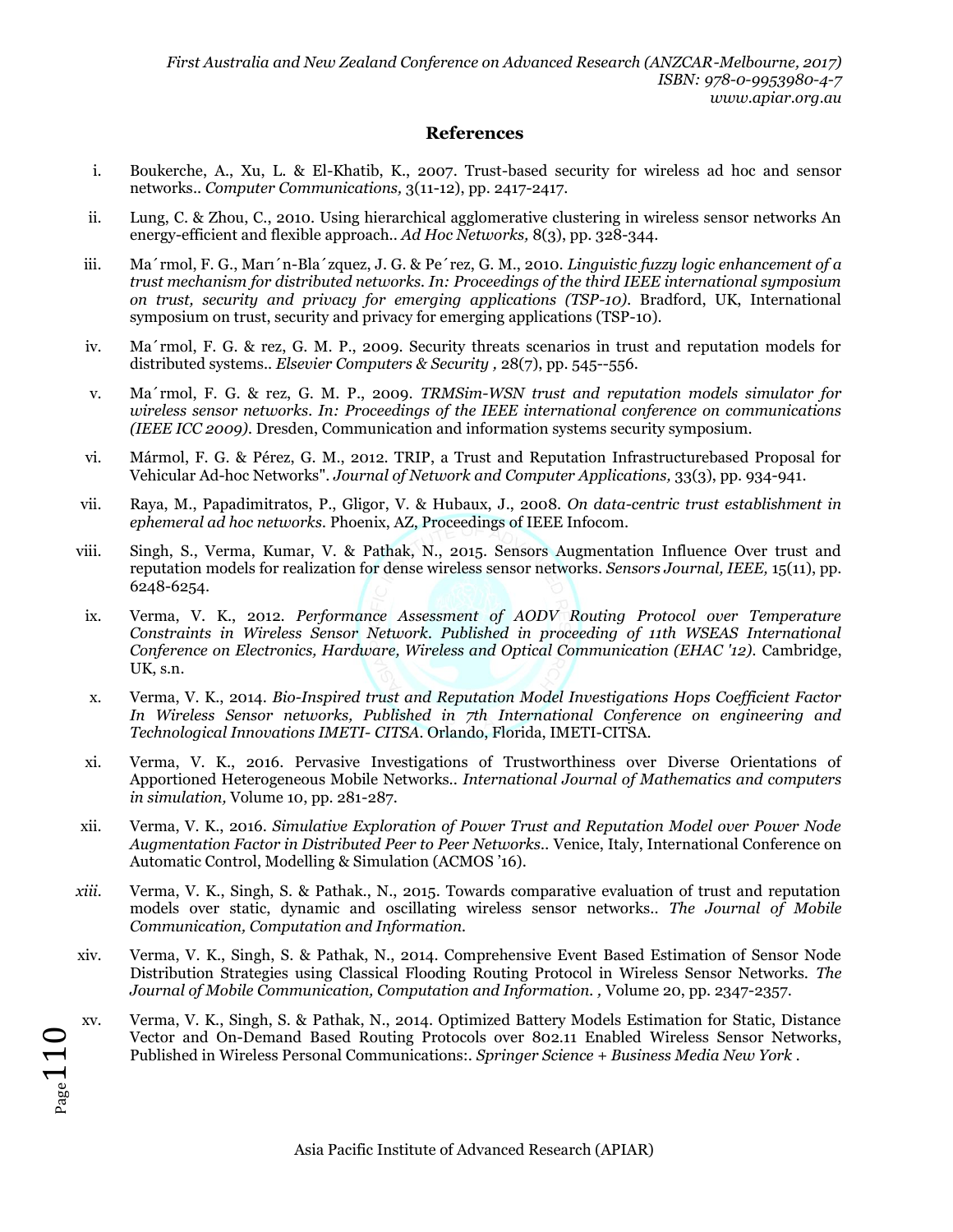## References

i. Boukerche, A., Xu, L. & El-Khatib, K., 2007. Trust-based security for wireless ad hoc and sensor networks.. *Computer Communications,* 3(11-12), pp. 2417-2417.

ii. Lung, C. & Zhou, C., 2010. Using hierarchical agglomerative clustering in wireless sensor networks An energy-efficient and flexible approach.. *Ad Hoc Networks,* 8(3), pp. 328-344.

iii. Ma´rmol, F. G., Marı´n-Bla´zquez, J. G. & Pe´rez, G. M., 2010. *Linguistic fuzzy logic enhancement of a trust mechanism for distributed networks. In: Proceedings of the third IEEE international symposium on trust, security and privacy for emerging applications (TSP-10).* Bradford, UK, International symposium on trust, security and privacy for emerging applications (TSP-10).

iv. Ma´rmol, F. G. & rez, G. M. P., 2009. Security threats scenarios in trust and reputation models for distributed systems.. *Elsevier Computers & Security ,* 28(7), pp. 545--556.

v. Ma´rmol, F. G. & rez, G. M. P., 2009. *TRMSim-WSN trust and reputation models simulator for wireless sensor networks. In: Proceedings of the IEEE international conference on communications (IEEE ICC 2009).* Dresden, Communication and information systems security symposium.

vi. Mármol, F. G. & Pérez, G. M., 2012. TRIP, a Trust and Reputation Infrastructurebased Proposal for Vehicular Ad-hoc Networks". *Journal of Network and Computer Applications,* 33(3), pp. 934-941.

vii. Raya, M., Papadimitratos, P., Gligor, V. & Hubaux, J., 2008. *On data-centric trust establishment in ephemeral ad hoc networks.* Phoenix, AZ, Proceedings of IEEE Infocom.

viii. Singh, S., Verma, Kumar, V. & Pathak, N., 2015. Sensors Augmentation Influence Over trust and reputation models for realization for dense wireless sensor networks. *Sensors Journal, IEEE,* 15(11), pp. 6248-6254.

ix. Verma, V. K., 2012. *Performance Assessment of AODV Routing Protocol over Temperature Constraints in Wireless Sensor Network. Published in proceeding of 11th WSEAS International Conference on Electronics, Hardware, Wireless and Optical Communication (EHAC '12).* Cambridge, UK, s.n.

x. Verma, V. K., 2014. *Bio-Inspired trust and Reputation Model Investigations Hops Coefficient Factor In Wireless Sensor networks, Published in 7th International Conference on engineering and Technological Innovations IMETI- CITSA*. Orlando, Florida, IMETI-CITSA.

xi. Verma, V. K., 2016. Pervasive Investigations of Trustworthiness over Diverse Orientations of Apportioned Heterogeneous Mobile Networks.. *International Journal of Mathematics and computers in simulation,* Volume 10, pp. 281-287.

xii. Verma, V. K., 2016. *Simulative Exploration of Power Trust and Reputation Model over Power Node Augmentation Factor in Distributed Peer to Peer Networks.*. Venice, Italy, International Conference on Automatic Control, Modelling & Simulation (ACMOS '16).

*xiii.* Verma, V. K., Singh, S. & Pathak., N., 2015. Towards comparative evaluation of trust and reputation models over static, dynamic and oscillating wireless sensor networks.. *The Journal of Mobile Communication, Computation and Information.*

xiv. Verma, V. K., Singh, S. & Pathak, N., 2014. Comprehensive Event Based Estimation of Sensor Node Distribution Strategies using Classical Flooding Routing Protocol in Wireless Sensor Networks. *The Journal of Mobile Communication, Computation and Information. ,* Volume 20, pp. 2347-2357.

xv. Verma, V. K., Singh, S. & Pathak, N., 2014. Optimized Battery Models Estimation for Static, Distance Vector and On-Demand Based Routing Protocols over 802.11 Enabled Wireless Sensor Networks, Published in Wireless Personal Communications:. *Springer Science + Business Media New York* .